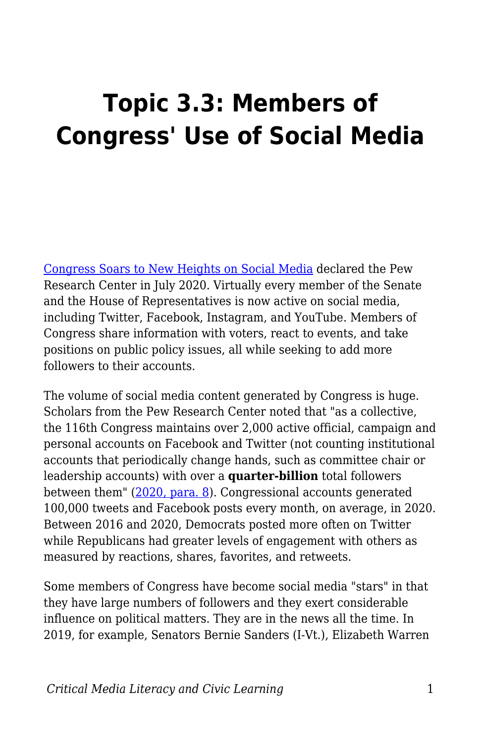# Topic 3.3: Members of Congress' Use of Social Media

[Congress Soars to New Heights on Social Media](#) declared the Pew Research Center in July 2020. Virtually every member of the Senate and the House of Representatives is now active on social media, including Twitter, Facebook, Instagram, and YouTube. Members of Congress share information with voters, react to events, and take positions on public policy issues, all while seeking to add more followers to their accounts.

The volume of social media content generated by Congress is huge. Scholars from the Pew Research Center noted that "as a collective, the 116th Congress maintains over 2,000 active official, campaign and personal accounts on Facebook and Twitter (not counting institutional accounts that periodically change hands, such as committee chair or leadership accounts) with over a **quarter-billion** total followers between them" ([2020, para. 8](#)). Congressional accounts generated 100,000 tweets and Facebook posts every month, on average, in 2020. Between 2016 and 2020, Democrats posted more often on Twitter while Republicans had greater levels of engagement with others as measured by reactions, shares, favorites, and retweets.

Some members of Congress have become social media "stars" in that they have large numbers of followers and they exert considerable influence on political matters. They are in the news all the time. In 2019, for example, Senators Bernie Sanders (I-Vt.), Elizabeth Warren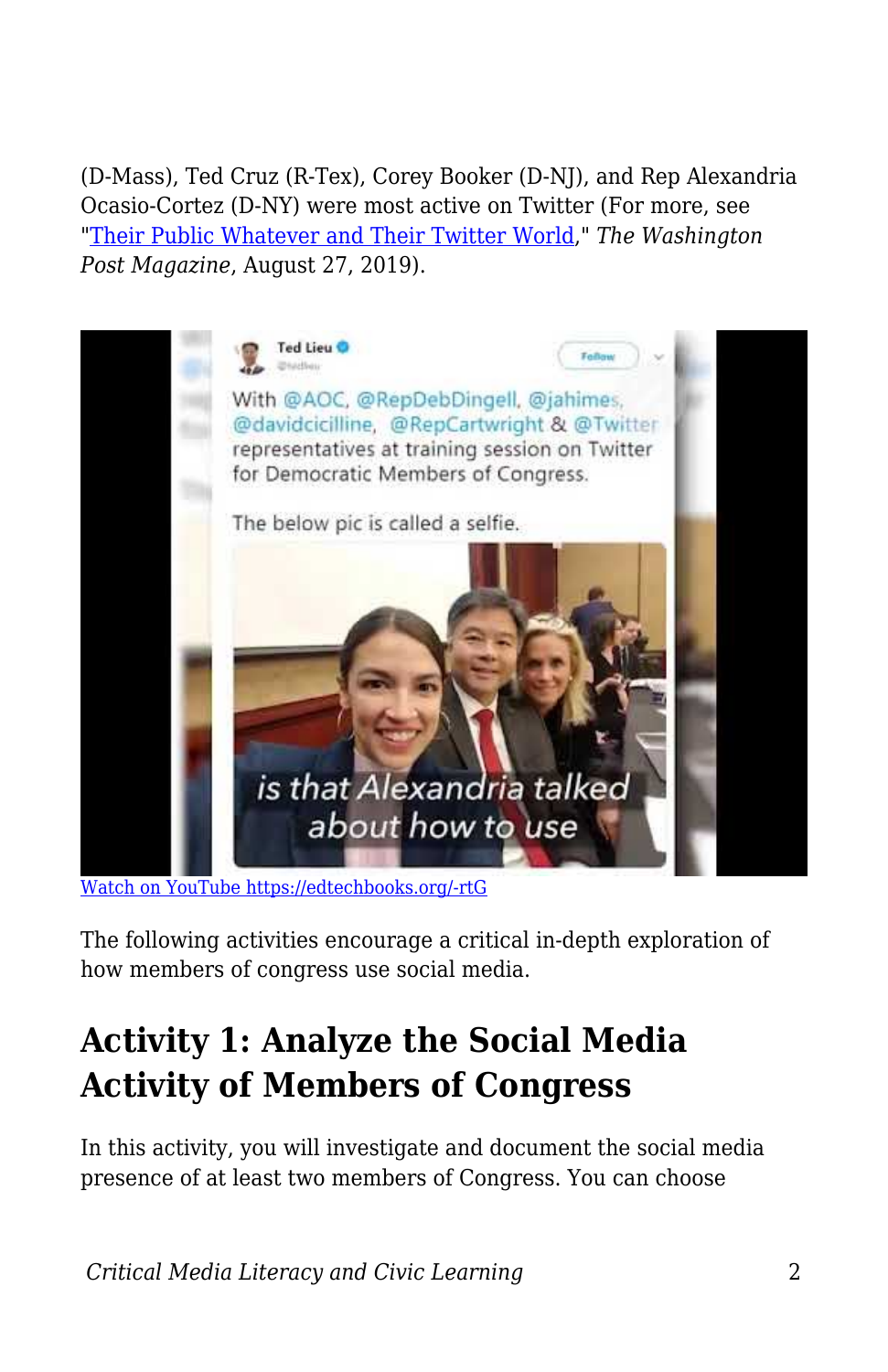(D-Mass), Ted Cruz (R-Tex), Corey Booker (D-NJ), and Rep Alexandria Ocasio-Cortez (D-NY) were most active on Twitter (For more, see "[Their Public Whatever and Their Twitter World](#)," *The Washington Post Magazine*, August 27, 2019).

[Watch on YouTube https://edtechbooks.org/-rtG](https://edtechbooks.org/-rtG)

The following activities encourage a critical in-depth exploration of how members of congress use social media.

## Activity 1: Analyze the Social Media Activity of Members of Congress

In this activity, you will investigate and document the social media presence of at least two members of Congress. You can choose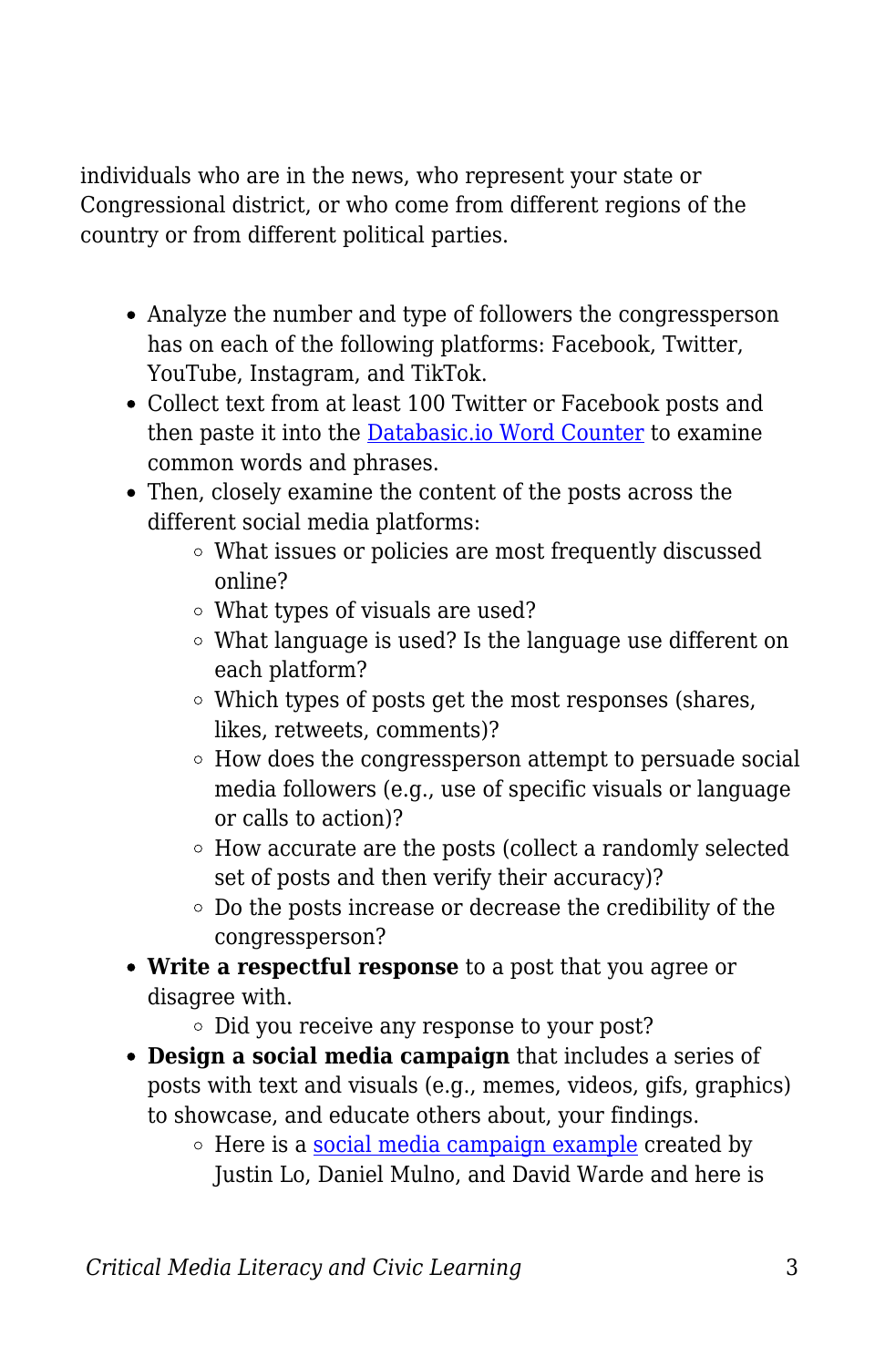individuals who are in the news, who represent your state or Congressional district, or who come from different regions of the country or from different political parties.

- Analyze the number and type of followers the congressperson has on each of the following platforms: Facebook, Twitter, YouTube, Instagram, and TikTok.
- Collect text from at least 100 Twitter or Facebook posts and then paste it into the Databasic.io Word Counter to examine common words and phrases.
- Then, closely examine the content of the posts across the different social media platforms:
  - What issues or policies are most frequently discussed online?
  - What types of visuals are used?
  - What language is used? Is the language use different on each platform?
  - Which types of posts get the most responses (shares, likes, retweets, comments)?
  - How does the congressperson attempt to persuade social media followers (e.g., use of specific visuals or language or calls to action)?
  - How accurate are the posts (collect a randomly selected set of posts and then verify their accuracy)?
  - Do the posts increase or decrease the credibility of the congressperson?
- **Write a respectful response** to a post that you agree or disagree with.
  - Did you receive any response to your post?
- **Design a social media campaign** that includes a series of posts with text and visuals (e.g., memes, videos, gifs, graphics) to showcase, and educate others about, your findings.
  - Here is a social media campaign example created by Justin Lo, Daniel Mulno, and David Warde and here is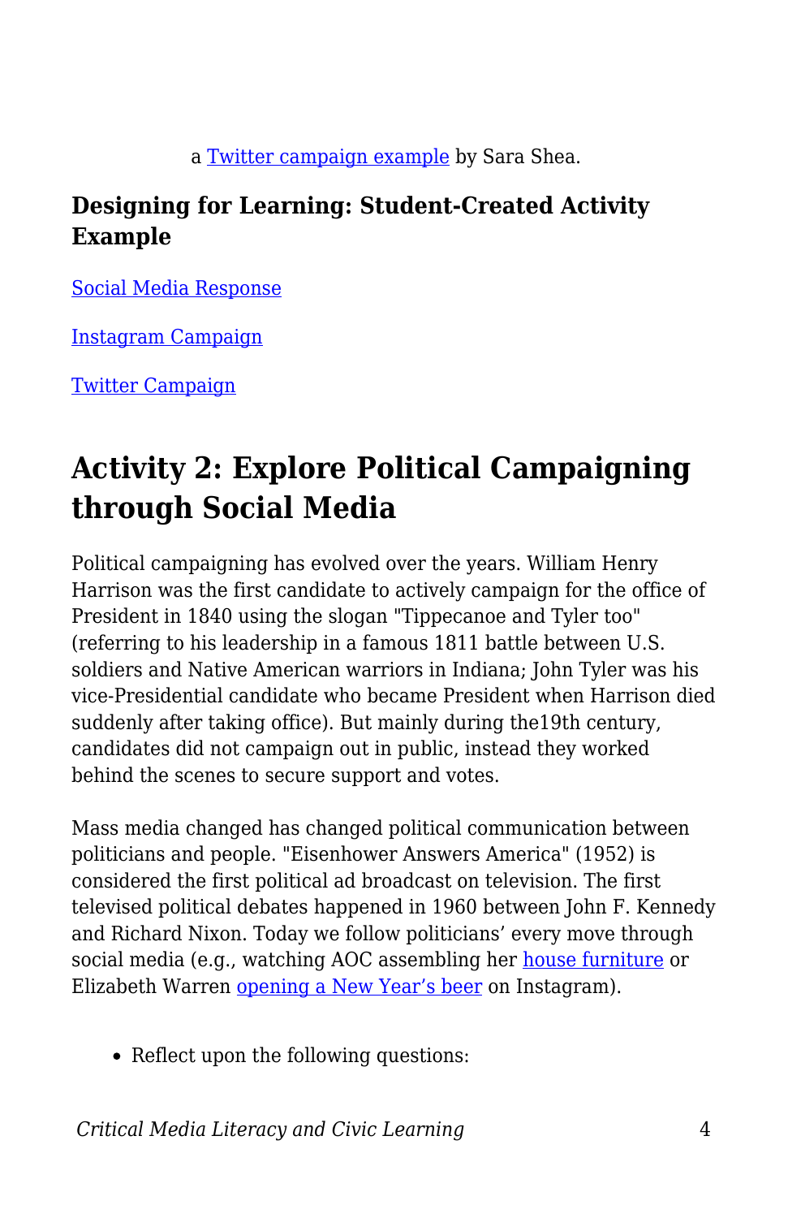a Twitter campaign example by Sara Shea.

### Designing for Learning: Student-Created Activity Example

Social Media Response

Instagram Campaign

Twitter Campaign

## Activity 2: Explore Political Campaigning through Social Media

Political campaigning has evolved over the years. William Henry Harrison was the first candidate to actively campaign for the office of President in 1840 using the slogan "Tippecanoe and Tyler too" (referring to his leadership in a famous 1811 battle between U.S. soldiers and Native American warriors in Indiana; John Tyler was his vice-Presidential candidate who became President when Harrison died suddenly after taking office). But mainly during the19th century, candidates did not campaign out in public, instead they worked behind the scenes to secure support and votes.

Mass media changed has changed political communication between politicians and people. "Eisenhower Answers America" (1952) is considered the first political ad broadcast on television. The first televised political debates happened in 1960 between John F. Kennedy and Richard Nixon. Today we follow politicians' every move through social media (e.g., watching AOC assembling her house furniture or Elizabeth Warren opening a New Year's beer on Instagram).

- Reflect upon the following questions: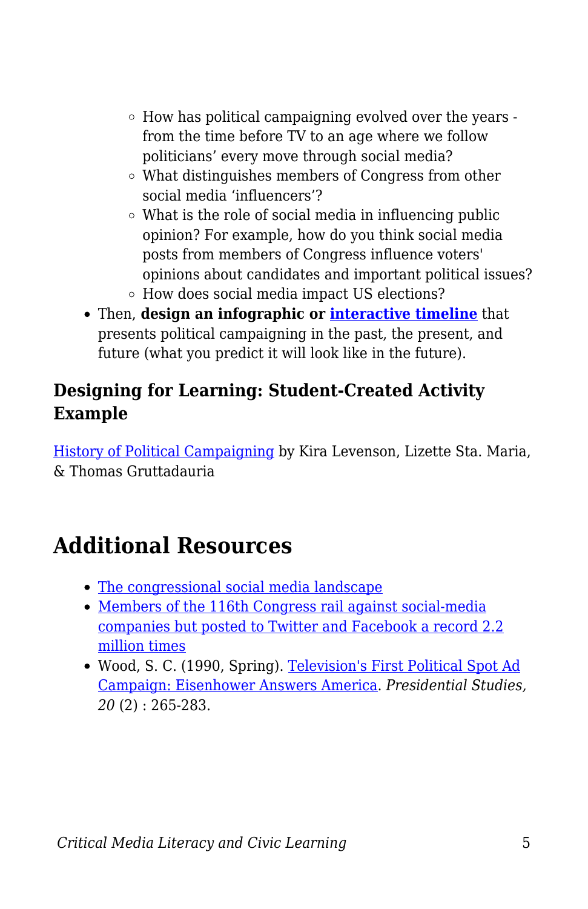- How has political campaigning evolved over the years - from the time before TV to an age where we follow politicians' every move through social media?
    - What distinguishes members of Congress from other social media 'influencers'?
    - What is the role of social media in influencing public opinion? For example, how do you think social media posts from members of Congress influence voters' opinions about candidates and important political issues?
    - How does social media impact US elections?
- Then, **design an infographic or [interactive timeline](#)** that presents political campaigning in the past, the present, and future (what you predict it will look like in the future).

### Designing for Learning: Student-Created Activity Example

[History of Political Campaigning](#) by Kira Levenson, Lizette Sta. Maria, & Thomas Gruttadauria

## Additional Resources

- [The congressional social media landscape](#)
- [Members of the 116th Congress rail against social-media companies but posted to Twitter and Facebook a record 2.2 million times](#)
- Wood, S. C. (1990, Spring). [Television's First Political Spot Ad Campaign: Eisenhower Answers America](#). *Presidential Studies, 20* (2) : 265-283.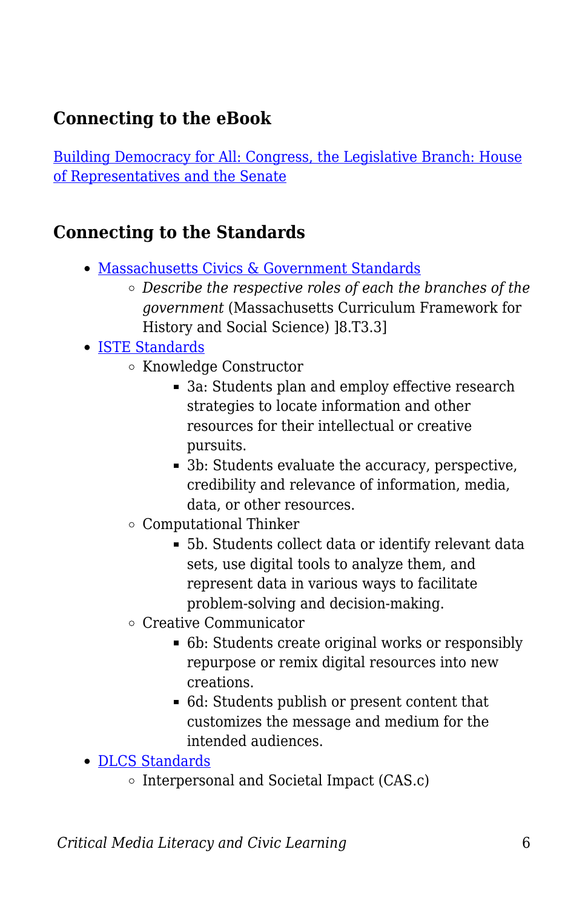## Connecting to the eBook

[Building Democracy for All: Congress, the Legislative Branch: House of Representatives and the Senate]()

## Connecting to the Standards

- [Massachusetts Civics & Government Standards]()
  - *Describe the respective roles of each the branches of the government* (Massachusetts Curriculum Framework for History and Social Science) ]8.T3.3]
- [ISTE Standards]()
  - Knowledge Constructor
    - 3a: Students plan and employ effective research strategies to locate information and other resources for their intellectual or creative pursuits.
    - 3b: Students evaluate the accuracy, perspective, credibility and relevance of information, media, data, or other resources.
  - Computational Thinker
    - 5b. Students collect data or identify relevant data sets, use digital tools to analyze them, and represent data in various ways to facilitate problem-solving and decision-making.
  - Creative Communicator
    - 6b: Students create original works or responsibly repurpose or remix digital resources into new creations.
    - 6d: Students publish or present content that customizes the message and medium for the intended audiences.
- [DLCS Standards]()
  - Interpersonal and Societal Impact (CAS.c)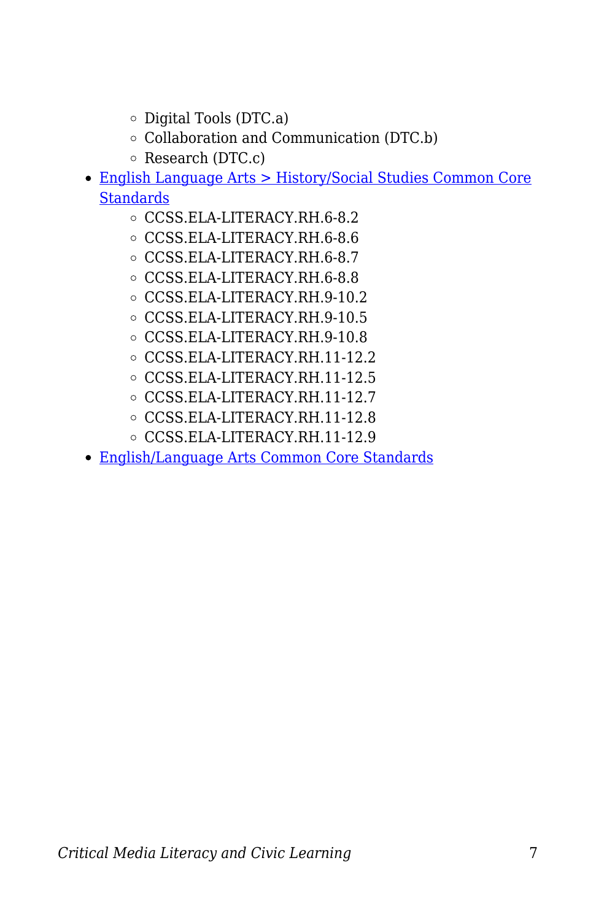- Digital Tools (DTC.a)
    - Collaboration and Communication (DTC.b)
    - Research (DTC.c)
- English Language Arts > History/Social Studies Common Core Standards
    - CCSS.ELA-LITERACY.RH.6-8.2
    - CCSS.ELA-LITERACY.RH.6-8.6
    - CCSS.ELA-LITERACY.RH.6-8.7
    - CCSS.ELA-LITERACY.RH.6-8.8
    - CCSS.ELA-LITERACY.RH.9-10.2
    - CCSS.ELA-LITERACY.RH.9-10.5
    - CCSS.ELA-LITERACY.RH.9-10.8
    - CCSS.ELA-LITERACY.RH.11-12.2
    - CCSS.ELA-LITERACY.RH.11-12.5
    - CCSS.ELA-LITERACY.RH.11-12.7
    - CCSS.ELA-LITERACY.RH.11-12.8
    - CCSS.ELA-LITERACY.RH.11-12.9
- English/Language Arts Common Core Standards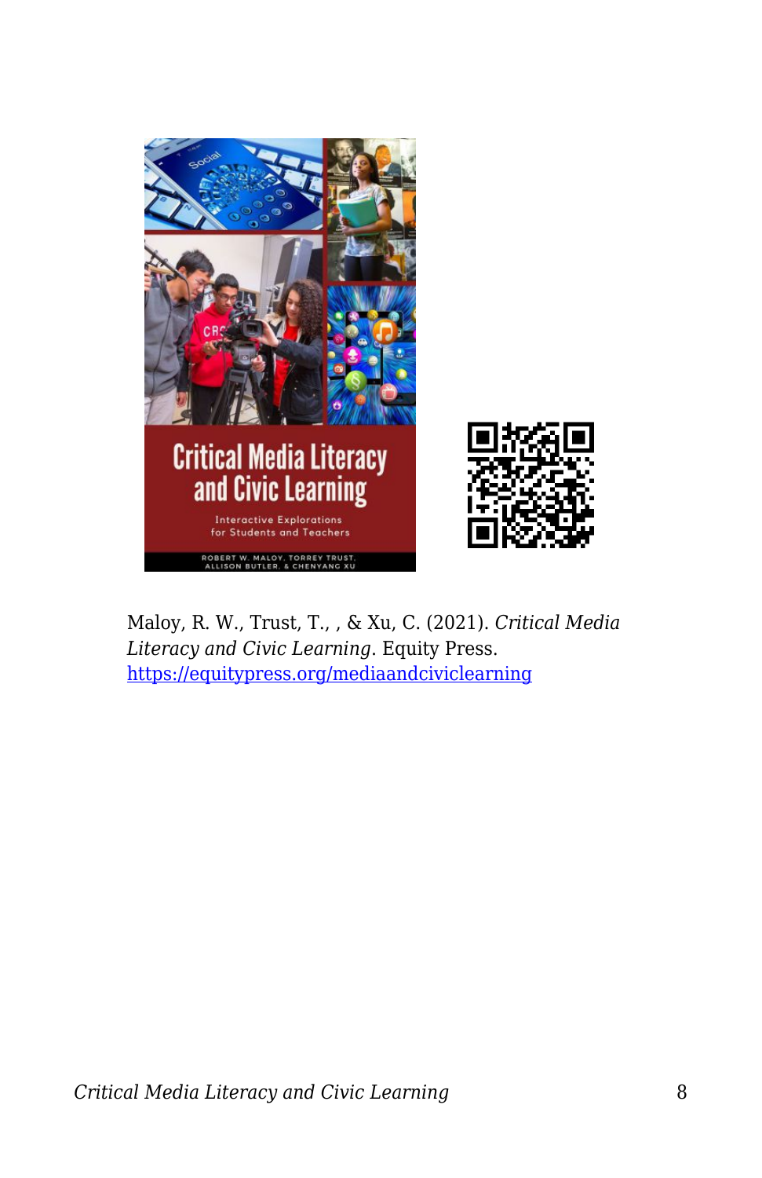Maloy, R. W., Trust, T., , & Xu, C. (2021). *Critical Media Literacy and Civic Learning*. Equity Press. https://equitypress.org/mediaandciviclearning